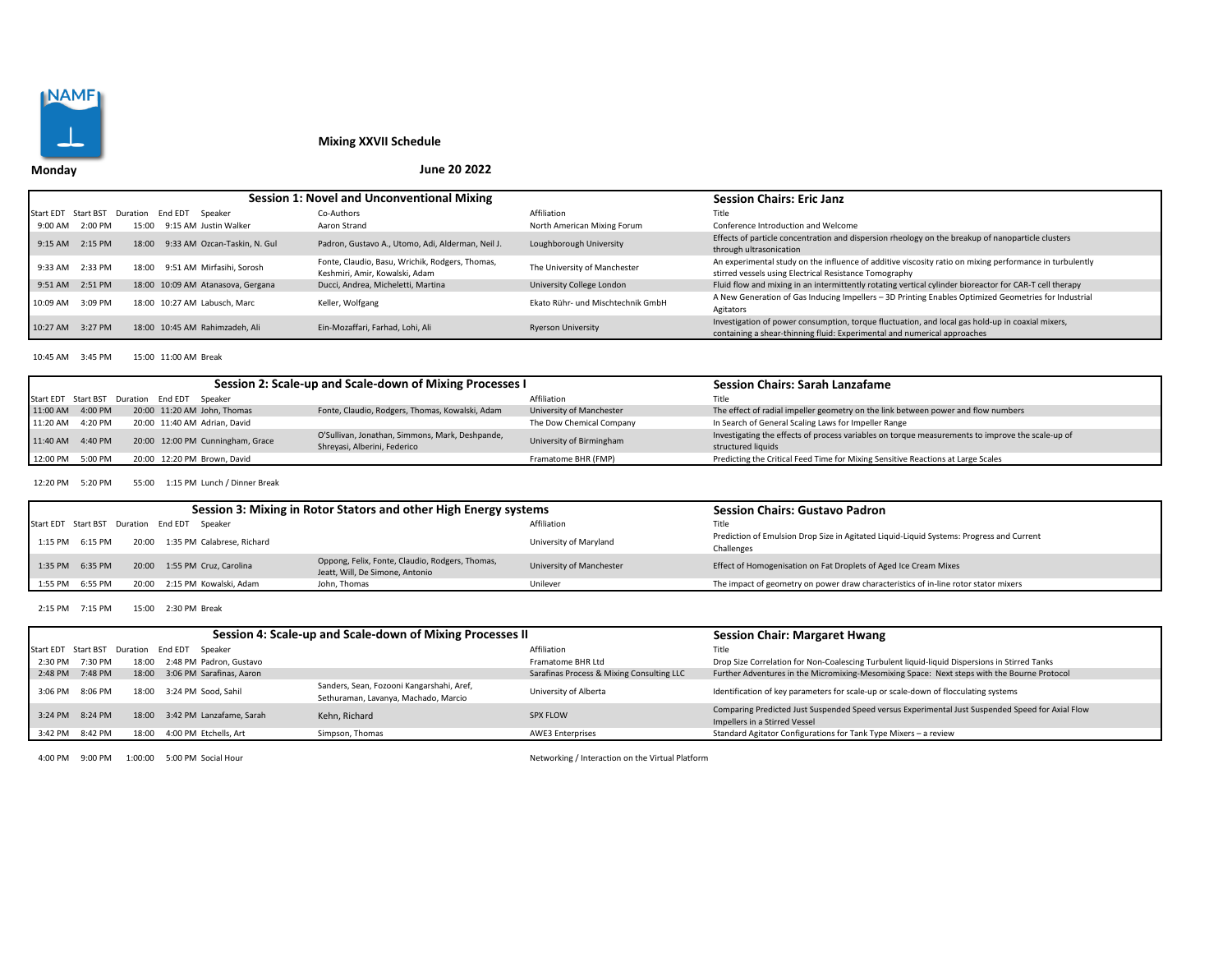NAMF

## Mixing XXVII Schedule

**Monday** **June 20 2022**

### Session 1: Novel and Unconventional Mixing

**Session Chairs: Eric Janz**

| Start EDT | Start BST | Duration | End EDT | Speaker | Co-Authors | Affiliation | Title |
|---|---|---|---|---|---|---|---|
| 9:00 AM | 2:00 PM | 15:00 | 9:15 AM | Justin Walker | Aaron Strand | North American Mixing Forum | Conference Introduction and Welcome |
| 9:15 AM | 2:15 PM | 18:00 | 9:33 AM | Ozcan-Taskin, N. Gul | Padron, Gustavo A., Utomo, Adi, Alderman, Neil J. | Loughborough University | Effects of particle concentration and dispersion rheology on the breakup of nanoparticle clusters through ultrasonication |
| 9:33 AM | 2:33 PM | 18:00 | 9:51 AM | Mirfasihi, Sorosh | Fonte, Claudio, Basu, Wrichik, Rodgers, Thomas, Keshmiri, Amir, Kowalski, Adam | The University of Manchester | An experimental study on the influence of additive viscosity ratio on mixing performance in turbulently stirred vessels using Electrical Resistance Tomography |
| 9:51 AM | 2:51 PM | 18:00 | 10:09 AM | Atanasova, Gergana | Ducci, Andrea, Micheletti, Martina | University College London | Fluid flow and mixing in an intermittently rotating vertical cylinder bioreactor for CAR-T cell therapy |
| 10:09 AM | 3:09 PM | 18:00 | 10:27 AM | Labusch, Marc | Keller, Wolfgang | Ekato Rühr- und Mischtechnik GmbH | A New Generation of Gas Inducing Impellers – 3D Printing Enables Optimized Geometries for Industrial Agitators |
| 10:27 AM | 3:27 PM | 18:00 | 10:45 AM | Rahimzadeh, Ali | Ein-Mozaffari, Farhad, Lohi, Ali | Ryerson University | Investigation of power consumption, torque fluctuation, and local gas hold-up in coaxial mixers, containing a shear-thinning fluid: Experimental and numerical approaches |

| Start EDT | Start BST | Duration | End EDT | Event |
|---|---|---|---|---|
| 10:45 AM | 3:45 PM | 15:00 | 11:00 AM | Break |

### Session 2: Scale-up and Scale-down of Mixing Processes I

**Session Chairs: Sarah Lanzafame**

| Start EDT | Start BST | Duration | End EDT | Speaker | Co-Authors | Affiliation | Title |
|---|---|---|---|---|---|---|---|
| 11:00 AM | 4:00 PM | 20:00 | 11:20 AM | John, Thomas | Fonte, Claudio, Rodgers, Thomas, Kowalski, Adam | University of Manchester | The effect of radial impeller geometry on the link between power and flow numbers |
| 11:20 AM | 4:20 PM | 20:00 | 11:40 AM | Adrian, David | | The Dow Chemical Company | In Search of General Scaling Laws for Impeller Range |
| 11:40 AM | 4:40 PM | 20:00 | 12:00 PM | Cunningham, Grace | O'Sullivan, Jonathan, Simmons, Mark, Deshpande, Shreyasi, Alberini, Federico | University of Birmingham | Investigating the effects of process variables on torque measurements to improve the scale-up of structured liquids |
| 12:00 PM | 5:00 PM | 20:00 | 12:20 PM | Brown, David | | Framatome BHR (FMP) | Predicting the Critical Feed Time for Mixing Sensitive Reactions at Large Scales |

| Start EDT | Start BST | Duration | End EDT | Event |
|---|---|---|---|---|
| 12:20 PM | 5:20 PM | 55:00 | 1:15 PM | Lunch / Dinner Break |

### Session 3: Mixing in Rotor Stators and other High Energy systems

**Session Chairs: Gustavo Padron**

| Start EDT | Start BST | Duration | End EDT | Speaker | Co-Authors | Affiliation | Title |
|---|---|---|---|---|---|---|---|
| 1:15 PM | 6:15 PM | 20:00 | 1:35 PM | Calabrese, Richard | | University of Maryland | Prediction of Emulsion Drop Size in Agitated Liquid-Liquid Systems: Progress and Current Challenges |
| 1:35 PM | 6:35 PM | 20:00 | 1:55 PM | Cruz, Carolina | Oppong, Felix, Fonte, Claudio, Rodgers, Thomas, Jeatt, Will, De Simone, Antonio | University of Manchester | Effect of Homogenisation on Fat Droplets of Aged Ice Cream Mixes |
| 1:55 PM | 6:55 PM | 20:00 | 2:15 PM | Kowalski, Adam | John, Thomas | Unilever | The impact of geometry on power draw characteristics of in-line rotor stator mixers |

| Start EDT | Start BST | Duration | End EDT | Event |
|---|---|---|---|---|
| 2:15 PM | 7:15 PM | 15:00 | 2:30 PM | Break |

### Session 4: Scale-up and Scale-down of Mixing Processes II

**Session Chair: Margaret Hwang**

| Start EDT | Start BST | Duration | End EDT | Speaker | Co-Authors | Affiliation | Title |
|---|---|---|---|---|---|---|---|
| 2:30 PM | 7:30 PM | 18:00 | 2:48 PM | Padron, Gustavo | | Framatome BHR Ltd | Drop Size Correlation for Non-Coalescing Turbulent liquid-liquid Dispersions in Stirred Tanks |
| 2:48 PM | 7:48 PM | 18:00 | 3:06 PM | Sarafinas, Aaron | | Sarafinas Process & Mixing Consulting LLC | Further Adventures in the Micromixing-Mesomixing Space: Next steps with the Bourne Protocol |
| 3:06 PM | 8:06 PM | 18:00 | 3:24 PM | Sood, Sahil | Sanders, Sean, Fozooni Kangarshahi, Aref, Sethuraman, Lavanya, Machado, Marcio | University of Alberta | Identification of key parameters for scale-up or scale-down of flocculating systems |
| 3:24 PM | 8:24 PM | 18:00 | 3:42 PM | Lanzafame, Sarah | Kehn, Richard | SPX FLOW | Comparing Predicted Just Suspended Speed versus Experimental Just Suspended Speed for Axial Flow Impellers in a Stirred Vessel |
| 3:42 PM | 8:42 PM | 18:00 | 4:00 PM | Etchells, Art | Simpson, Thomas | AWE3 Enterprises | Standard Agitator Configurations for Tank Type Mixers – a review |

| Start EDT | Start BST | Duration | End EDT | Event | Details |
|---|---|---|---|---|---|
| 4:00 PM | 9:00 PM | 1:00:00 | 5:00 PM | Social Hour | Networking / Interaction on the Virtual Platform |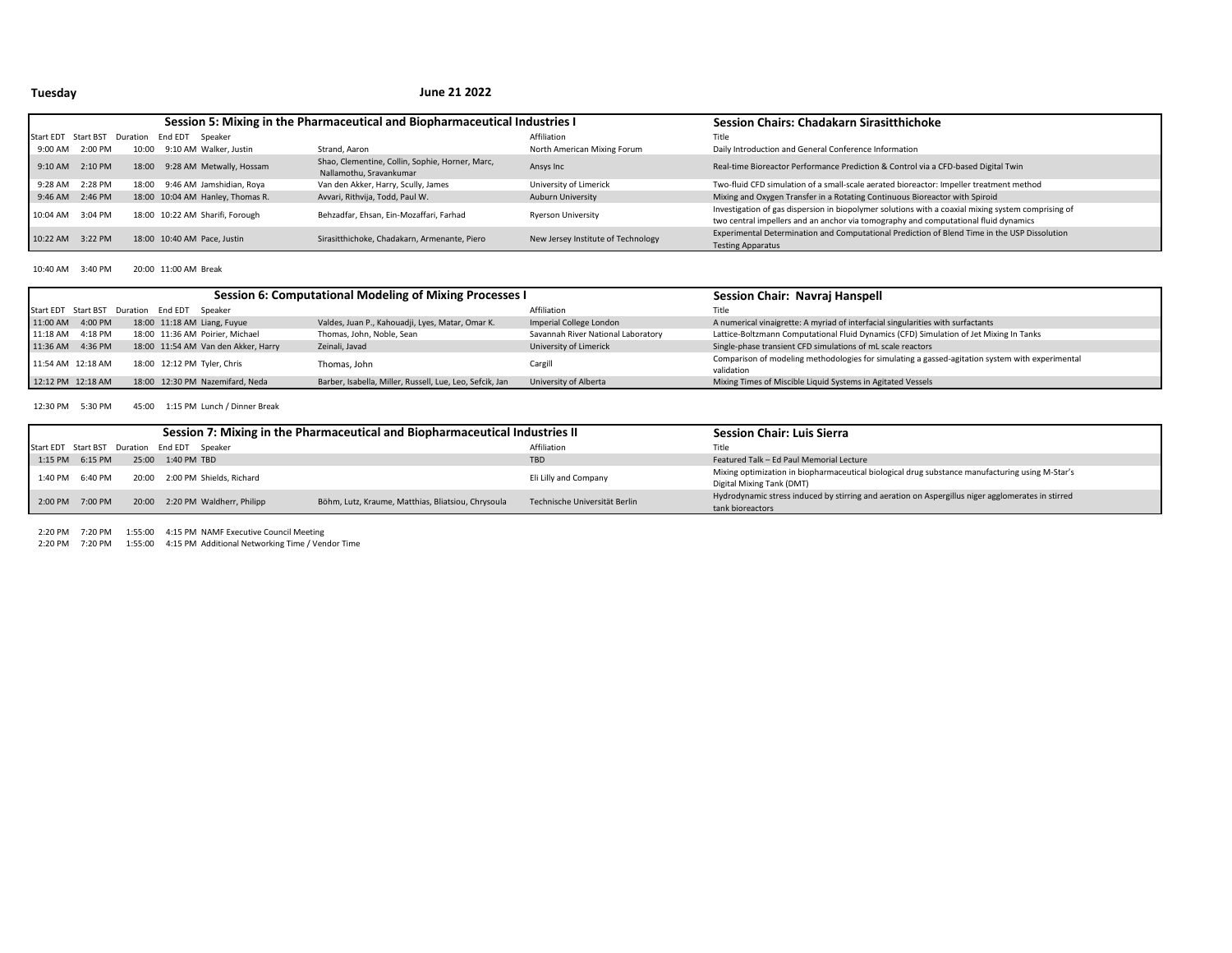**Tuesday** **June 21 2022**

### Session 5: Mixing in the Pharmaceutical and Biopharmaceutical Industries I

**Session Chairs: Chadakarn Sirasitthichoke**

| Start EDT | Start BST | Duration | End EDT | Speaker | | Affiliation | Title |
|---|---|---|---|---|---|---|---|
| 9:00 AM | 2:00 PM | 10:00 | 9:10 AM | Walker, Justin | Strand, Aaron | North American Mixing Forum | Daily Introduction and General Conference Information |
| 9:10 AM | 2:10 PM | 18:00 | 9:28 AM | Metwally, Hossam | Shao, Clementine, Collin, Sophie, Horner, Marc, Nallamothu, Sravankumar | Ansys Inc | Real-time Bioreactor Performance Prediction & Control via a CFD-based Digital Twin |
| 9:28 AM | 2:28 PM | 18:00 | 9:46 AM | Jamshidian, Roya | Van den Akker, Harry, Scully, James | University of Limerick | Two-fluid CFD simulation of a small-scale aerated bioreactor: Impeller treatment method |
| 9:46 AM | 2:46 PM | 18:00 | 10:04 AM | Hanley, Thomas R. | Avvari, Rithvija, Todd, Paul W. | Auburn University | Mixing and Oxygen Transfer in a Rotating Continuous Bioreactor with Spiroid |
| 10:04 AM | 3:04 PM | 18:00 | 10:22 AM | Sharifi, Forough | Behzadfar, Ehsan, Ein-Mozaffari, Farhad | Ryerson University | Investigation of gas dispersion in biopolymer solutions with a coaxial mixing system comprising of two central impellers and an anchor via tomography and computational fluid dynamics |
| 10:22 AM | 3:22 PM | 18:00 | 10:40 AM | Pace, Justin | Sirasitthichoke, Chadakarn, Armenante, Piero | New Jersey Institute of Technology | Experimental Determination and Computational Prediction of Blend Time in the USP Dissolution Testing Apparatus |

| | | | | |
|---|---|---|---|---|
| 10:40 AM | 3:40 PM | 20:00 | 11:00 AM | Break |

### Session 6: Computational Modeling of Mixing Processes I

**Session Chair: Navraj Hanspell**

| Start EDT | Start BST | Duration | End EDT | Speaker | | Affiliation | Title |
|---|---|---|---|---|---|---|---|
| 11:00 AM | 4:00 PM | 18:00 | 11:18 AM | Liang, Fuyue | Valdes, Juan P., Kahouadji, Lyes, Matar, Omar K. | Imperial College London | A numerical vinaigrette: A myriad of interfacial singularities with surfactants |
| 11:18 AM | 4:18 PM | 18:00 | 11:36 AM | Poirier, Michael | Thomas, John, Noble, Sean | Savannah River National Laboratory | Lattice-Boltzmann Computational Fluid Dynamics (CFD) Simulation of Jet Mixing In Tanks |
| 11:36 AM | 4:36 PM | 18:00 | 11:54 AM | Van den Akker, Harry | Zeinali, Javad | University of Limerick | Single-phase transient CFD simulations of mL scale reactors |
| 11:54 AM | 12:18 AM | 18:00 | 12:12 PM | Tyler, Chris | Thomas, John | Cargill | Comparison of modeling methodologies for simulating a gassed-agitation system with experimental validation |
| 12:12 PM | 12:18 AM | 18:00 | 12:30 PM | Nazemifard, Neda | Barber, Isabella, Miller, Russell, Lue, Leo, Sefcik, Jan | University of Alberta | Mixing Times of Miscible Liquid Systems in Agitated Vessels |

| | | | | |
|---|---|---|---|---|
| 12:30 PM | 5:30 PM | 45:00 | 1:15 PM | Lunch / Dinner Break |

### Session 7: Mixing in the Pharmaceutical and Biopharmaceutical Industries II

**Session Chair: Luis Sierra**

| Start EDT | Start BST | Duration | End EDT | Speaker | | Affiliation | Title |
|---|---|---|---|---|---|---|---|
| 1:15 PM | 6:15 PM | 25:00 | 1:40 PM | TBD | | TBD | Featured Talk – Ed Paul Memorial Lecture |
| 1:40 PM | 6:40 PM | 20:00 | 2:00 PM | Shields, Richard | | Eli Lilly and Company | Mixing optimization in biopharmaceutical biological drug substance manufacturing using M-Star's Digital Mixing Tank (DMT) |
| 2:00 PM | 7:00 PM | 20:00 | 2:20 PM | Waldherr, Philipp | Böhm, Lutz, Kraume, Matthias, Bliatsiou, Chrysoula | Technische Universität Berlin | Hydrodynamic stress induced by stirring and aeration on Aspergillus niger agglomerates in stirred tank bioreactors |

| | | | | |
|---|---|---|---|---|
| 2:20 PM | 7:20 PM | 1:55:00 | 4:15 PM | NAMF Executive Council Meeting |
| 2:20 PM | 7:20 PM | 1:55:00 | 4:15 PM | Additional Networking Time / Vendor Time |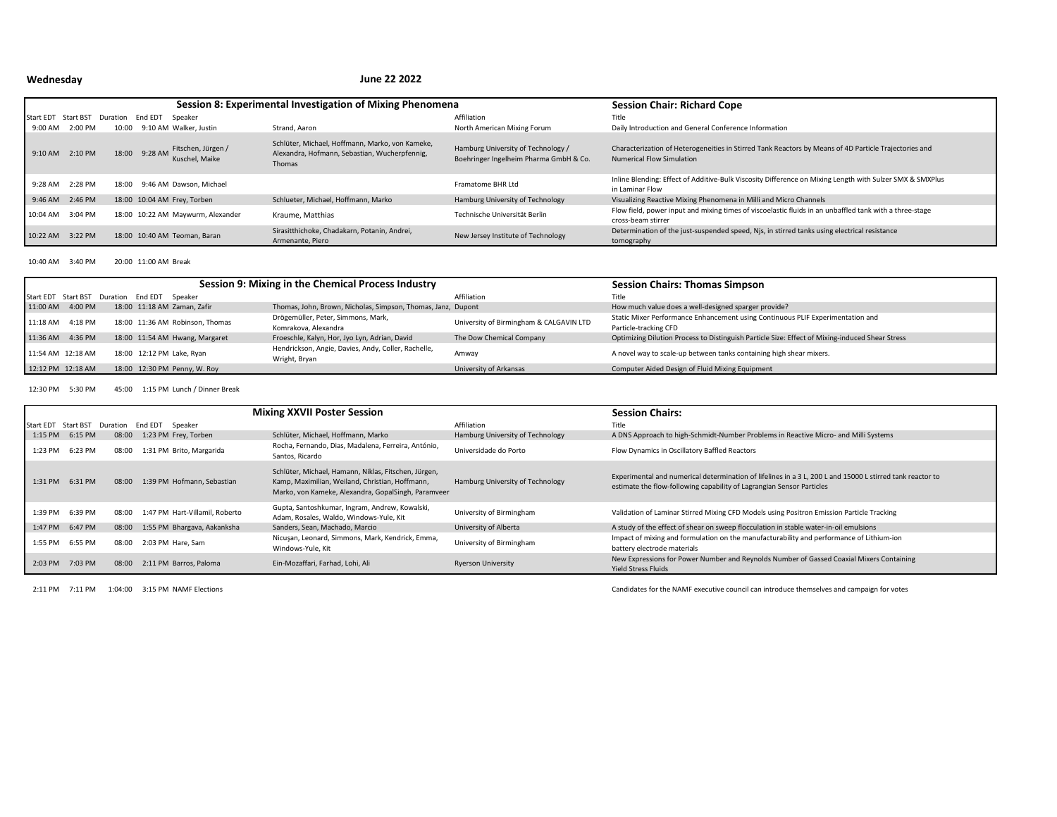**Wednesday** **June 22 2022**

## Session 8: Experimental Investigation of Mixing Phenomena

**Session Chair: Richard Cope**

| Start EDT | Start BST | Duration | End EDT | Speaker | | Affiliation | Title |
|---|---|---|---|---|---|---|---|
| 9:00 AM | 2:00 PM | 10:00 | 9:10 AM | Walker, Justin | Strand, Aaron | North American Mixing Forum | Daily Introduction and General Conference Information |
| 9:10 AM | 2:10 PM | 18:00 | 9:28 AM | Fitschen, Jürgen / Kuschel, Maike | Schlüter, Michael, Hoffmann, Marko, von Kameke, Alexandra, Hofmann, Sebastian, Wucherpfennig, Thomas | Hamburg University of Technology / Boehringer Ingelheim Pharma GmbH & Co. | Characterization of Heterogeneities in Stirred Tank Reactors by Means of 4D Particle Trajectories and Numerical Flow Simulation |
| 9:28 AM | 2:28 PM | 18:00 | 9:46 AM | Dawson, Michael | | Framatome BHR Ltd | Inline Blending: Effect of Additive-Bulk Viscosity Difference on Mixing Length with Sulzer SMX & SMXPlus in Laminar Flow |
| 9:46 AM | 2:46 PM | 18:00 | 10:04 AM | Frey, Torben | Schlueter, Michael, Hoffmann, Marko | Hamburg University of Technology | Visualizing Reactive Mixing Phenomena in Milli and Micro Channels |
| 10:04 AM | 3:04 PM | 18:00 | 10:22 AM | Maywurm, Alexander | Kraume, Matthias | Technische Universität Berlin | Flow field, power input and mixing times of viscoelastic fluids in an unbaffled tank with a three-stage cross-beam stirrer |
| 10:22 AM | 3:22 PM | 18:00 | 10:40 AM | Teoman, Baran | Sirasitthichoke, Chadakarn, Potanin, Andrei, Armenante, Piero | New Jersey Institute of Technology | Determination of the just-suspended speed, Njs, in stirred tanks using electrical resistance tomography |

| | | | | |
|---|---|---|---|---|
| 10:40 AM | 3:40 PM | 20:00 | 11:00 AM | Break |

## Session 9: Mixing in the Chemical Process Industry

**Session Chairs: Thomas Simpson**

| Start EDT | Start BST | Duration | End EDT | Speaker | | Affiliation | Title |
|---|---|---|---|---|---|---|---|
| 11:00 AM | 4:00 PM | 18:00 | 11:18 AM | Zaman, Zafir | Thomas, John, Brown, Nicholas, Simpson, Thomas, Janz, | Dupont | How much value does a well-designed sparger provide? |
| 11:18 AM | 4:18 PM | 18:00 | 11:36 AM | Robinson, Thomas | Drögemüller, Peter, Simmons, Mark, Komrakova, Alexandra | University of Birmingham & CALGAVIN LTD | Static Mixer Performance Enhancement using Continuous PLIF Experimentation and Particle-tracking CFD |
| 11:36 AM | 4:36 PM | 18:00 | 11:54 AM | Hwang, Margaret | Froeschle, Kalyn, Hor, Jyo Lyn, Adrian, David | The Dow Chemical Company | Optimizing Dilution Process to Distinguish Particle Size: Effect of Mixing-induced Shear Stress |
| 11:54 AM | 12:18 AM | 18:00 | 12:12 PM | Lake, Ryan | Hendrickson, Angie, Davies, Andy, Coller, Rachelle, Wright, Bryan | Amway | A novel way to scale-up between tanks containing high shear mixers. |
| 12:12 PM | 12:18 AM | 18:00 | 12:30 PM | Penny, W. Roy | | University of Arkansas | Computer Aided Design of Fluid Mixing Equipment |

| | | | | |
|---|---|---|---|---|
| 12:30 PM | 5:30 PM | 45:00 | 1:15 PM | Lunch / Dinner Break |

## Mixing XXVII Poster Session

**Session Chairs:**

| Start EDT | Start BST | Duration | End EDT | Speaker | | Affiliation | Title |
|---|---|---|---|---|---|---|---|
| 1:15 PM | 6:15 PM | 08:00 | 1:23 PM | Frey, Torben | Schlüter, Michael, Hoffmann, Marko | Hamburg University of Technology | A DNS Approach to high-Schmidt-Number Problems in Reactive Micro- and Milli Systems |
| 1:23 PM | 6:23 PM | 08:00 | 1:31 PM | Brito, Margarida | Rocha, Fernando, Dias, Madalena, Ferreira, António, Santos, Ricardo | Universidade do Porto | Flow Dynamics in Oscillatory Baffled Reactors |
| 1:31 PM | 6:31 PM | 08:00 | 1:39 PM | Hofmann, Sebastian | Schlüter, Michael, Hamann, Niklas, Fitschen, Jürgen, Kamp, Maximilian, Weiland, Christian, Hoffmann, Marko, von Kameke, Alexandra, GopalSingh, Paramveer | Hamburg University of Technology | Experimental and numerical determination of lifelines in a 3 L, 200 L and 15000 L stirred tank reactor to estimate the flow-following capability of Lagrangian Sensor Particles |
| 1:39 PM | 6:39 PM | 08:00 | 1:47 PM | Hart-Villamil, Roberto | Gupta, Santoshkumar, Ingram, Andrew, Kowalski, Adam, Rosales, Waldo, Windows-Yule, Kit | University of Birmingham | Validation of Laminar Stirred Mixing CFD Models using Positron Emission Particle Tracking |
| 1:47 PM | 6:47 PM | 08:00 | 1:55 PM | Bhargava, Aakanksha | Sanders, Sean, Machado, Marcio | University of Alberta | A study of the effect of shear on sweep flocculation in stable water-in-oil emulsions |
| 1:55 PM | 6:55 PM | 08:00 | 2:03 PM | Hare, Sam | Nicuşan, Leonard, Simmons, Mark, Kendrick, Emma, Windows-Yule, Kit | University of Birmingham | Impact of mixing and formulation on the manufacturability and performance of Lithium-ion battery electrode materials |
| 2:03 PM | 7:03 PM | 08:00 | 2:11 PM | Barros, Paloma | Ein-Mozaffari, Farhad, Lohi, Ali | Ryerson University | New Expressions for Power Number and Reynolds Number of Gassed Coaxial Mixers Containing Yield Stress Fluids |

| | | | | | |
|---|---|---|---|---|---|
| 2:11 PM | 7:11 PM | 1:04:00 | 3:15 PM | NAMF Elections | Candidates for the NAMF executive council can introduce themselves and campaign for votes |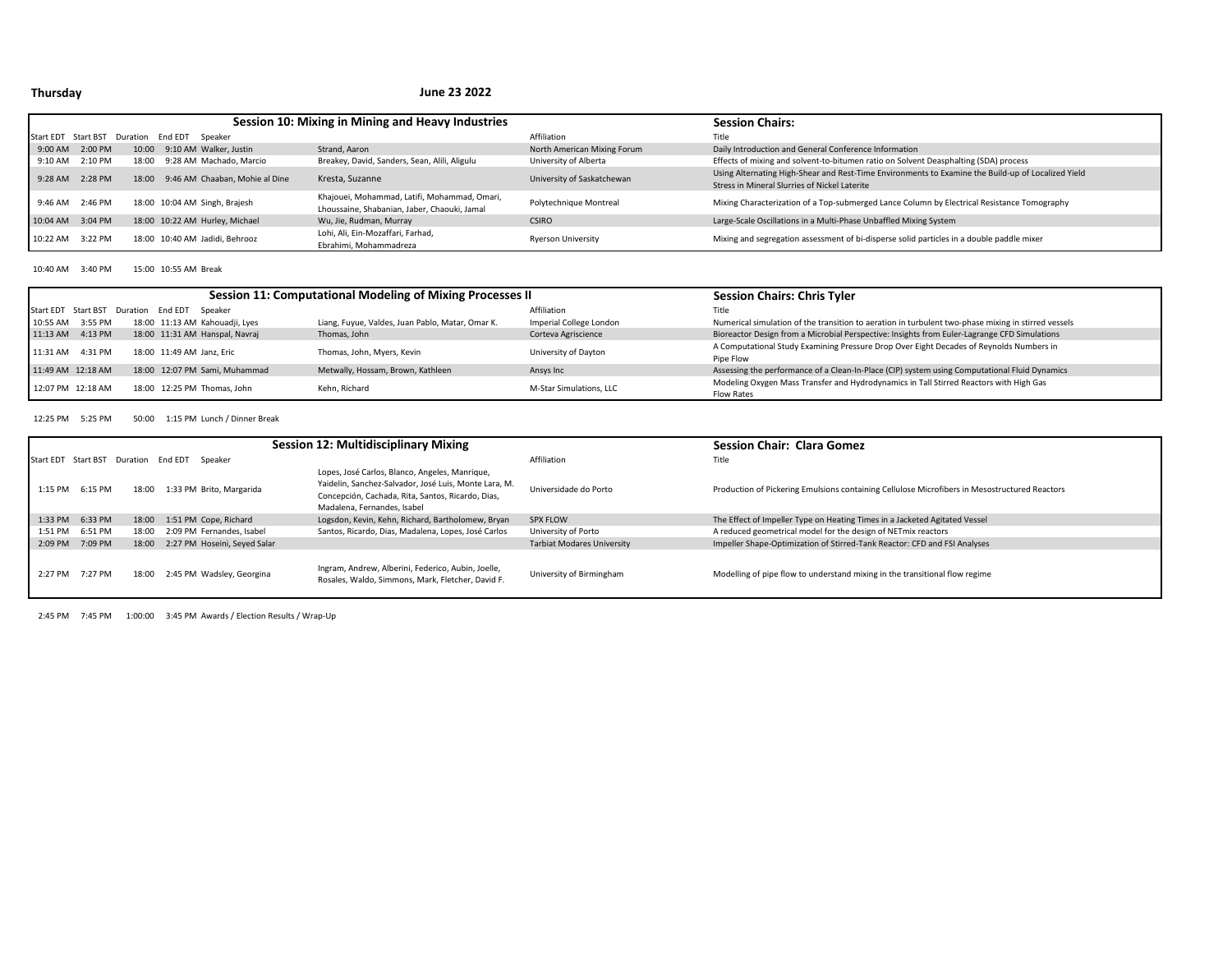**Thursday** **June 23 2022**

| Session 10: Mixing in Mining and Heavy Industries | | | | | | | | Session Chairs: |
|---|---|---|---|---|---|---|---|---|
| Start EDT | Start BST | Duration | End EDT | Speaker | | Affiliation | | Title |
| 9:00 AM | 2:00 PM | 10:00 | 9:10 AM | Walker, Justin | Strand, Aaron | North American Mixing Forum | | Daily Introduction and General Conference Information |
| 9:10 AM | 2:10 PM | 18:00 | 9:28 AM | Machado, Marcio | Breakey, David, Sanders, Sean, Alili, Aligulu | University of Alberta | | Effects of mixing and solvent-to-bitumen ratio on Solvent Deasphalting (SDA) process |
| 9:28 AM | 2:28 PM | 18:00 | 9:46 AM | Chaaban, Mohie al Dine | Kresta, Suzanne | University of Saskatchewan | | Using Alternating High-Shear and Rest-Time Environments to Examine the Build-up of Localized Yield Stress in Mineral Slurries of Nickel Laterite |
| 9:46 AM | 2:46 PM | 18:00 | 10:04 AM | Singh, Brajesh | Khajouei, Mohammad, Latifi, Mohammad, Omari, Lhoussaine, Shabanian, Jaber, Chaouki, Jamal | Polytechnique Montreal | | Mixing Characterization of a Top-submerged Lance Column by Electrical Resistance Tomography |
| 10:04 AM | 3:04 PM | 18:00 | 10:22 AM | Hurley, Michael | Wu, Jie, Rudman, Murray | CSIRO | | Large-Scale Oscillations in a Multi-Phase Unbaffled Mixing System |
| 10:22 AM | 3:22 PM | 18:00 | 10:40 AM | Jadidi, Behrooz | Lohi, Ali, Ein-Mozaffari, Farhad, Ebrahimi, Mohammadreza | Ryerson University | | Mixing and segregation assessment of bi-disperse solid particles in a double paddle mixer |

10:40 AM 3:40 PM 15:00 10:55 AM Break

| Session 11: Computational Modeling of Mixing Processes II | | | | | | | | Session Chairs: Chris Tyler |
|---|---|---|---|---|---|---|---|---|
| Start EDT | Start BST | Duration | End EDT | Speaker | | Affiliation | | Title |
| 10:55 AM | 3:55 PM | 18:00 | 11:13 AM | Kahouadji, Lyes | Liang, Fuyue, Valdes, Juan Pablo, Matar, Omar K. | Imperial College London | | Numerical simulation of the transition to aeration in turbulent two-phase mixing in stirred vessels |
| 11:13 AM | 4:13 PM | 18:00 | 11:31 AM | Hanspal, Navraj | Thomas, John | Corteva Agriscience | | Bioreactor Design from a Microbial Perspective: Insights from Euler-Lagrange CFD Simulations |
| 11:31 AM | 4:31 PM | 18:00 | 11:49 AM | Janz, Eric | Thomas, John, Myers, Kevin | University of Dayton | | A Computational Study Examining Pressure Drop Over Eight Decades of Reynolds Numbers in Pipe Flow |
| 11:49 AM | 12:18 AM | 18:00 | 12:07 PM | Sami, Muhammad | Metwally, Hossam, Brown, Kathleen | Ansys Inc | | Assessing the performance of a Clean-In-Place (CIP) system using Computational Fluid Dynamics |
| 12:07 PM | 12:18 AM | 18:00 | 12:25 PM | Thomas, John | Kehn, Richard | M-Star Simulations, LLC | | Modeling Oxygen Mass Transfer and Hydrodynamics in Tall Stirred Reactors with High Gas Flow Rates |

12:25 PM 5:25 PM 50:00 1:15 PM Lunch / Dinner Break

| Session 12: Multidisciplinary Mixing | | | | | | | | Session Chair: Clara Gomez |
|---|---|---|---|---|---|---|---|---|
| Start EDT | Start BST | Duration | End EDT | Speaker | | Affiliation | | Title |
| 1:15 PM | 6:15 PM | 18:00 | 1:33 PM | Brito, Margarida | Lopes, José Carlos, Blanco, Angeles, Manrique, Yaidelin, Sanchez-Salvador, José Luis, Monte Lara, M. Concepción, Cachada, Rita, Santos, Ricardo, Dias, Madalena, Fernandes, Isabel | Universidade do Porto | | Production of Pickering Emulsions containing Cellulose Microfibers in Mesostructured Reactors |
| 1:33 PM | 6:33 PM | 18:00 | 1:51 PM | Cope, Richard | Logsdon, Kevin, Kehn, Richard, Bartholomew, Bryan | SPX FLOW | | The Effect of Impeller Type on Heating Times in a Jacketed Agitated Vessel |
| 1:51 PM | 6:51 PM | 18:00 | 2:09 PM | Fernandes, Isabel | Santos, Ricardo, Dias, Madalena, Lopes, José Carlos | University of Porto | | A reduced geometrical model for the design of NETmix reactors |
| 2:09 PM | 7:09 PM | 18:00 | 2:27 PM | Hoseini, Seyed Salar | | Tarbiat Modares University | | Impeller Shape-Optimization of Stirred-Tank Reactor: CFD and FSI Analyses |
| 2:27 PM | 7:27 PM | 18:00 | 2:45 PM | Wadsley, Georgina | Ingram, Andrew, Alberini, Federico, Aubin, Joelle, Rosales, Waldo, Simmons, Mark, Fletcher, David F. | University of Birmingham | | Modelling of pipe flow to understand mixing in the transitional flow regime |

2:45 PM 7:45 PM 1:00:00 3:45 PM Awards / Election Results / Wrap-Up